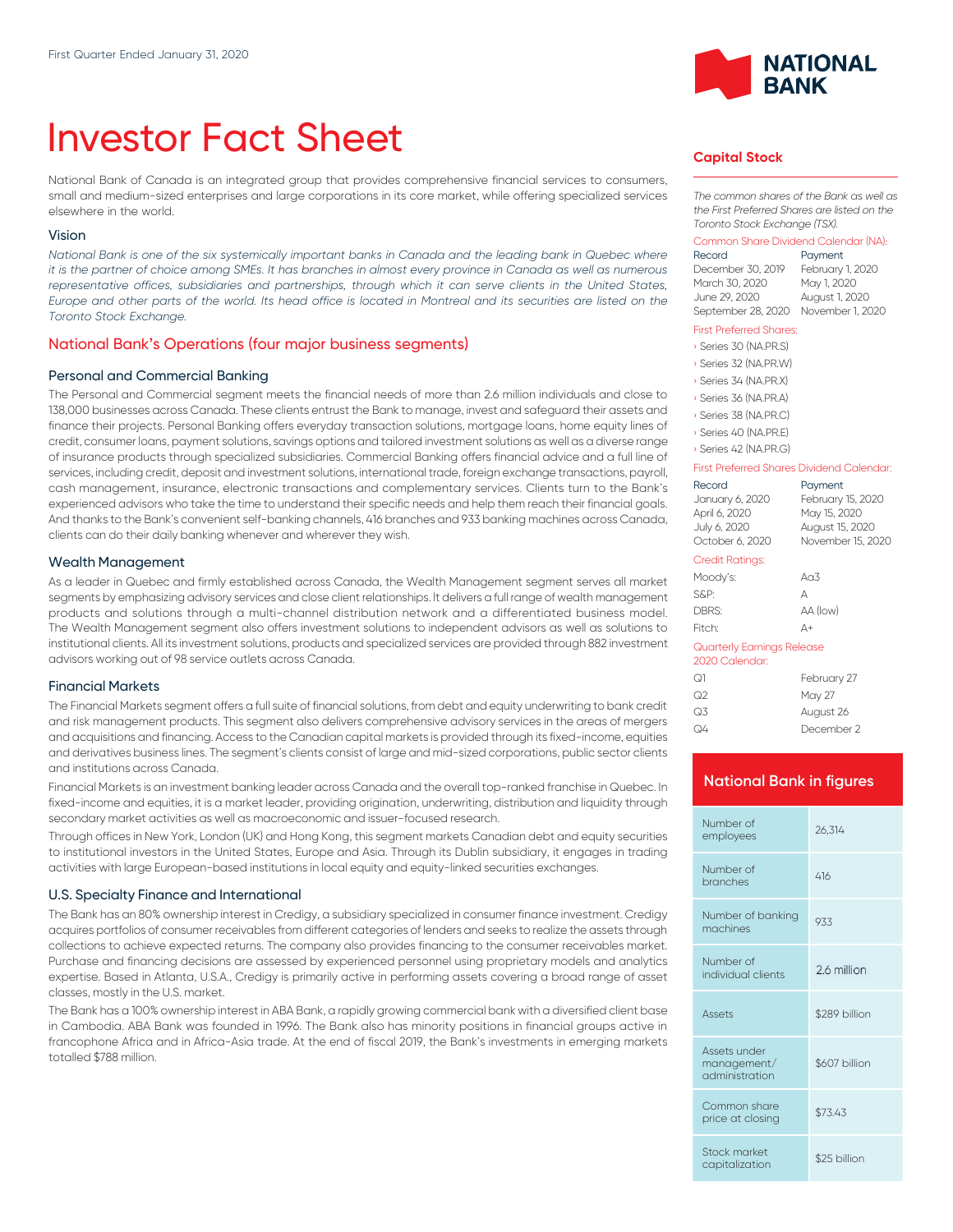First Quarter Ended January 31, 2020

# Investor Fact Sheet

National Bank of Canada is an integrated group that provides comprehensive financial services to consumers, small and medium-sized enterprises and large corporations in its core market, while offering specialized services elsewhere in the world.

### Vision

*National Bank is one of the six systemically important banks in Canada and the leading bank in Quebec where it is the partner of choice among SMEs. It has branches in almost every province in Canada as well as numerous representative offices, subsidiaries and partnerships, through which it can serve clients in the United States, Europe and other parts of the world. Its head office is located in Montreal and its securities are listed on the Toronto Stock Exchange.*

## National Bank's Operations (four major business segments)

### Personal and Commercial Banking

The Personal and Commercial segment meets the financial needs of more than 2.6 million individuals and close to 138,000 businesses across Canada. These clients entrust the Bank to manage, invest and safeguard their assets and finance their projects. Personal Banking offers everyday transaction solutions, mortgage loans, home equity lines of credit, consumer loans, payment solutions, savings options and tailored investment solutions as well as a diverse range of insurance products through specialized subsidiaries. Commercial Banking offers financial advice and a full line of services, including credit, deposit and investment solutions, international trade, foreign exchange transactions, payroll, cash management, insurance, electronic transactions and complementary services. Clients turn to the Bank's experienced advisors who take the time to understand their specific needs and help them reach their financial goals. And thanks to the Bank's convenient self-banking channels, 416 branches and 933 banking machines across Canada, clients can do their daily banking whenever and wherever they wish.

### Wealth Management

As a leader in Quebec and firmly established across Canada, the Wealth Management segment serves all market segments by emphasizing advisory services and close client relationships. It delivers a full range of wealth management products and solutions through a multi-channel distribution network and a differentiated business model. The Wealth Management segment also offers investment solutions to independent advisors as well as solutions to institutional clients. All its investment solutions, products and specialized services are provided through 882 investment advisors working out of 98 service outlets across Canada.

### Financial Markets

The Financial Markets segment offers a full suite of financial solutions, from debt and equity underwriting to bank credit and risk management products. This segment also delivers comprehensive advisory services in the areas of mergers and acquisitions and financing. Access to the Canadian capital markets is provided through its fixed-income, equities and derivatives business lines. The segment's clients consist of large and mid-sized corporations, public sector clients and institutions across Canada.

Financial Markets is an investment banking leader across Canada and the overall top-ranked franchise in Quebec. In fixed-income and equities, it is a market leader, providing origination, underwriting, distribution and liquidity through secondary market activities as well as macroeconomic and issuer-focused research.

Through offices in New York, London (UK) and Hong Kong, this segment markets Canadian debt and equity securities to institutional investors in the United States, Europe and Asia. Through its Dublin subsidiary, it engages in trading activities with large European-based institutions in local equity and equity-linked securities exchanges.

### U.S. Specialty Finance and International

The Bank has an 80% ownership interest in Credigy, a subsidiary specialized in consumer finance investment. Credigy acquires portfolios of consumer receivables from different categories of lenders and seeks to realize the assets through collections to achieve expected returns. The company also provides financing to the consumer receivables market. Purchase and financing decisions are assessed by experienced personnel using proprietary models and analytics expertise. Based in Atlanta, U.S.A., Credigy is primarily active in performing assets covering a broad range of asset classes, mostly in the U.S. market.

The Bank has a 100% ownership interest in ABA Bank, a rapidly growing commercial bank with a diversified client base in Cambodia. ABA Bank was founded in 1996. The Bank also has minority positions in financial groups active in francophone Africa and in Africa-Asia trade. At the end of fiscal 2019, the Bank's investments in emerging markets totalled $788 million.

## Capital Stock

*The common shares of the Bank as well as the First Preferred Shares are listed on the Toronto Stock Exchange (TSX).*

Common Share Dividend Calendar (NA):

| Record | Payment |
|---|---|
| December 30, 2019 | February 1, 2020 |
| March 30, 2020 | May 1, 2020 |
| June 29, 2020 | August 1, 2020 |
| September 28, 2020 | November 1, 2020 |

First Preferred Shares:

- Series 30 (NA.PR.S)
- Series 32 (NA.PR.W)
- Series 34 (NA.PR.X)
- Series 36 (NA.PR.A)
- Series 38 (NA.PR.C)
- Series 40 (NA.PR.E)
- Series 42 (NA.PR.G)

First Preferred Shares Dividend Calendar:

| Record | Payment |
|---|---|
| January 6, 2020 | February 15, 2020 |
| April 6, 2020 | May 15, 2020 |
| July 6, 2020 | August 15, 2020 |
| October 6, 2020 | November 15, 2020 |

Credit Ratings:

| | |
|---|---|
| Moody's: | Aa3 |
| S&P: | A |
| DBRS: | AA (low) |
| Fitch: | A+ |

Quarterly Earnings Release 2020 Calendar:

| | |
|---|---|
| Q1 | February 27 |
| Q2 | May 27 |
| Q3 | August 26 |
| Q4 | December 2 |

## National Bank in figures

| | |
|---|---|
| Number of employees | 26,314 |
| Number of branches | 416 |
| Number of banking machines | 933 |
| Number of individual clients | 2.6 million |
| Assets | $289 billion |
| Assets under management/ administration | $607 billion |
| Common share price at closing | $73.43 |
| Stock market capitalization | $25 billion |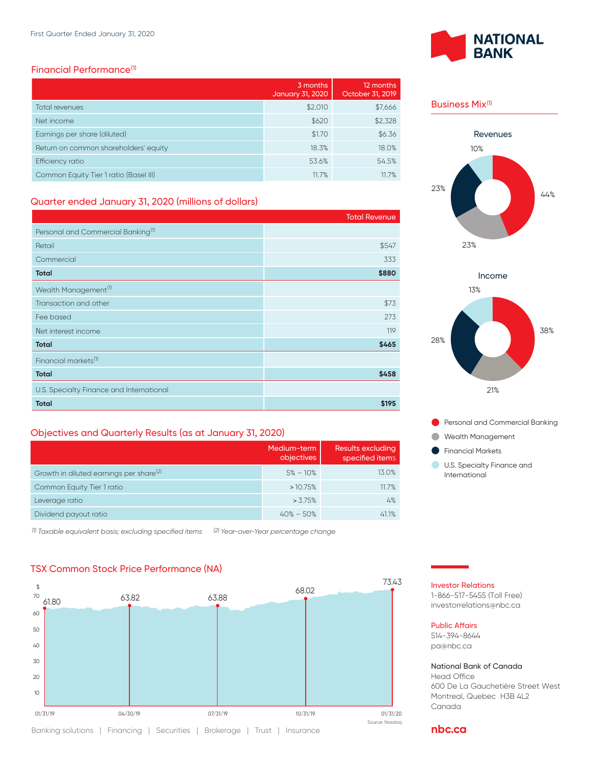First Quarter Ended January 31, 2020

NATIONAL BANK

## Financial Performance[1]

| | 3 months January 31, 2020 | 12 months October 31, 2019 |
|---|---|---|
| Total revenues | $2,010 | $7,666 |
| Net income | $620 | $2,328 |
| Earnings per share (diluted) | $1.70 | $6.36 |
| Return on common shareholders' equity | 18.3% | 18.0% |
| Efficiency ratio | 53.6% | 54.5% |
| Common Equity Tier 1 ratio (Basel III) | 11.7% | 11.7% |

## Quarter ended January 31, 2020 (millions of dollars)

| | Total Revenue |
|---|---|
| Personal and Commercial Banking[1] | |
| Retail | $547 |
| Commercial | 333 |
| **Total** | **$880** |
| Wealth Management[1] | |
| Transaction and other | $73 |
| Fee based | 273 |
| Net interest income | 119 |
| **Total** | **$465** |
| Financial markets[1] | |
| **Total** | **$458** |
| U.S. Specialty Finance and International | |
| **Total** | **$195** |

## Objectives and Quarterly Results (as at January 31, 2020)

| | Medium-term objectives | Results excluding specified items |
|---|---|---|
| Growth in diluted earnings per share[2] | 5% – 10% | 13.0% |
| Common Equity Tier 1 ratio | > 10.75% | 11.7% |
| Leverage ratio | > 3.75% | 4% |
| Dividend payout ratio | 40% – 50% | 41.1% |

*[1] Taxable equivalent basis; excluding specified items* *[2] Year-over-Year percentage change*

## Business Mix[1]

Revenues

10%
44%
23%
23%

Income

13%
38%
21%
28%

Personal and Commercial Banking
Wealth Management
Financial Markets
U.S. Specialty Finance and International

## TSX Common Stock Price Performance (NA)

$
70
60
50
40
30
20
10

61.80
63.82
63.88
68.02
73.43

01/31/19
04/30/19
07/31/19
10/31/19
01/31/20

Source: Nasdaq

Banking solutions | Financing | Securities | Brokerage | Trust | Insurance

**Investor Relations**
1-866-517-5455 (Toll Free)
investorrelations@nbc.ca

**Public Affairs**
514-394-8644
pa@nbc.ca

**National Bank of Canada**
Head Office
600 De La Gauchetière Street West
Montreal, Quebec H3B 4L2
Canada

**nbc.ca**